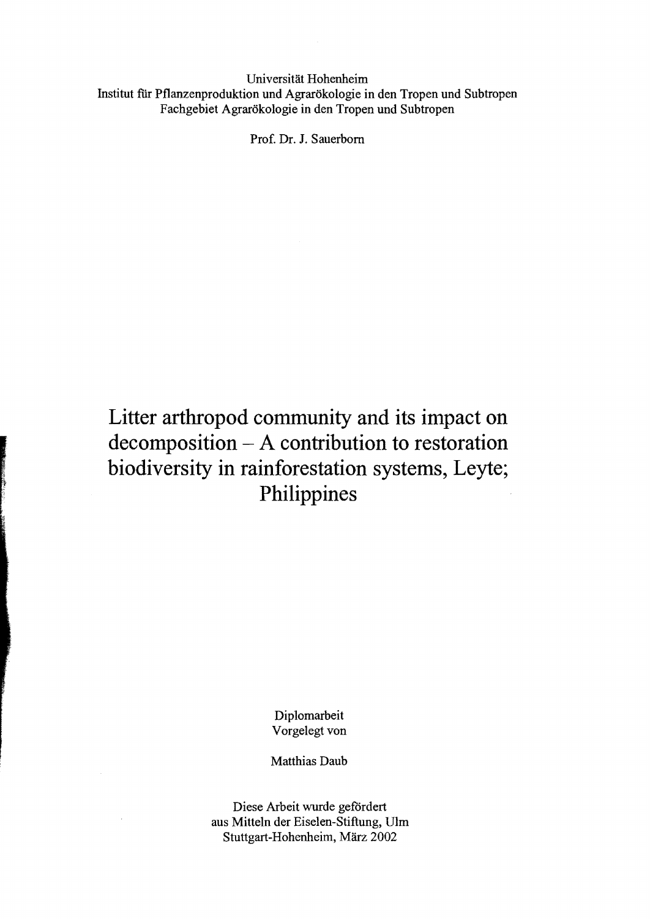Universität Hohenheim
Institut für Pflanzenproduktion und Agrarökologie in den Tropen und Subtropen
Fachgebiet Agrarökologie in den Tropen und Subtropen

Prof. Dr. J. Sauerborn

# Litter arthropod community and its impact on decomposition – A contribution to restoration biodiversity in rainforestation systems, Leyte; Philippines

Diplomarbeit
Vorgelegt von

Matthias Daub

Diese Arbeit wurde gefördert
aus Mitteln der Eiselen-Stiftung, Ulm
Stuttgart-Hohenheim, März 2002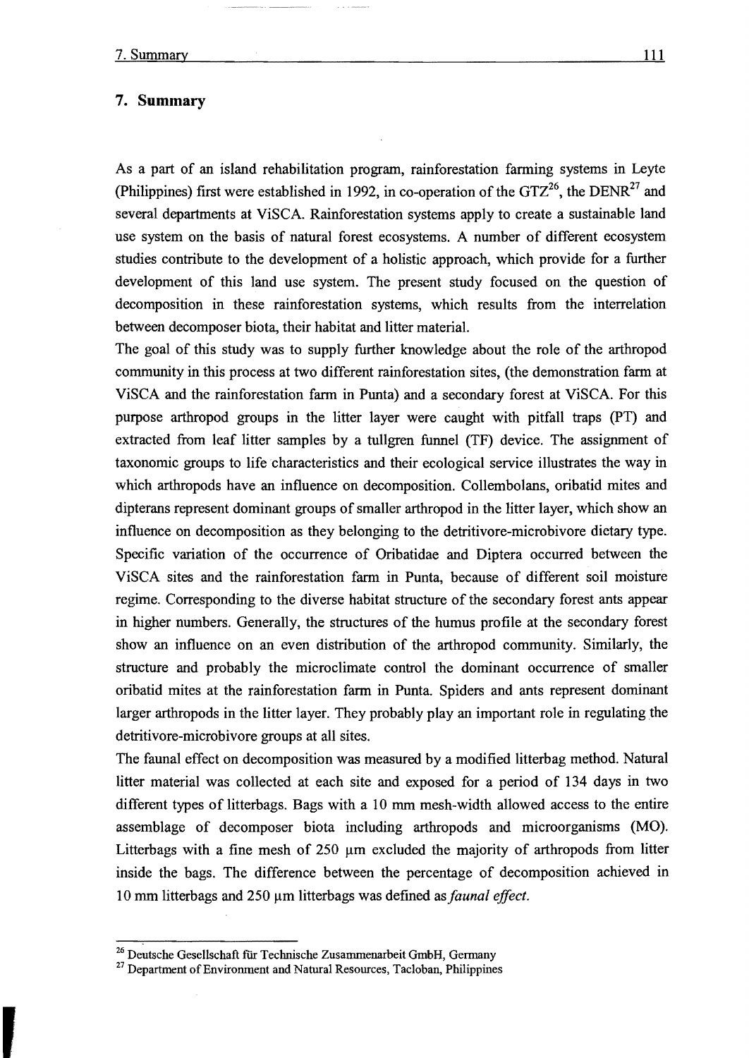# 7. Summary

As a part of an island rehabilitation program, rainforestation farming systems in Leyte (Philippines) first were established in 1992, in co-operation of the GTZ[26], the DENR[27] and several departments at ViSCA. Rainforestation systems apply to create a sustainable land use system on the basis of natural forest ecosystems. A number of different ecosystem studies contribute to the development of a holistic approach, which provide for a further development of this land use system. The present study focused on the question of decomposition in these rainforestation systems, which results from the interrelation between decomposer biota, their habitat and litter material.

The goal of this study was to supply further knowledge about the role of the arthropod community in this process at two different rainforestation sites, (the demonstration farm at ViSCA and the rainforestation farm in Punta) and a secondary forest at ViSCA. For this purpose arthropod groups in the litter layer were caught with pitfall traps (PT) and extracted from leaf litter samples by a tullgren funnel (TF) device. The assignment of taxonomic groups to life characteristics and their ecological service illustrates the way in which arthropods have an influence on decomposition. Collembolans, oribatid mites and dipterans represent dominant groups of smaller arthropod in the litter layer, which show an influence on decomposition as they belonging to the detritivore-microbivore dietary type. Specific variation of the occurrence of Oribatidae and Diptera occurred between the ViSCA sites and the rainforestation farm in Punta, because of different soil moisture regime. Corresponding to the diverse habitat structure of the secondary forest ants appear in higher numbers. Generally, the structures of the humus profile at the secondary forest show an influence on an even distribution of the arthropod community. Similarly, the structure and probably the microclimate control the dominant occurrence of smaller oribatid mites at the rainforestation farm in Punta. Spiders and ants represent dominant larger arthropods in the litter layer. They probably play an important role in regulating the detritivore-microbivore groups at all sites.

The faunal effect on decomposition was measured by a modified litterbag method. Natural litter material was collected at each site and exposed for a period of 134 days in two different types of litterbags. Bags with a 10 mm mesh-width allowed access to the entire assemblage of decomposer biota including arthropods and microorganisms (MO). Litterbags with a fine mesh of 250 µm excluded the majority of arthropods from litter inside the bags. The difference between the percentage of decomposition achieved in 10 mm litterbags and 250 µm litterbags was defined as *faunal effect.*

---

[26] Deutsche Gesellschaft für Technische Zusammenarbeit GmbH, Germany

[27] Department of Environment and Natural Resources, Tacloban, Philippines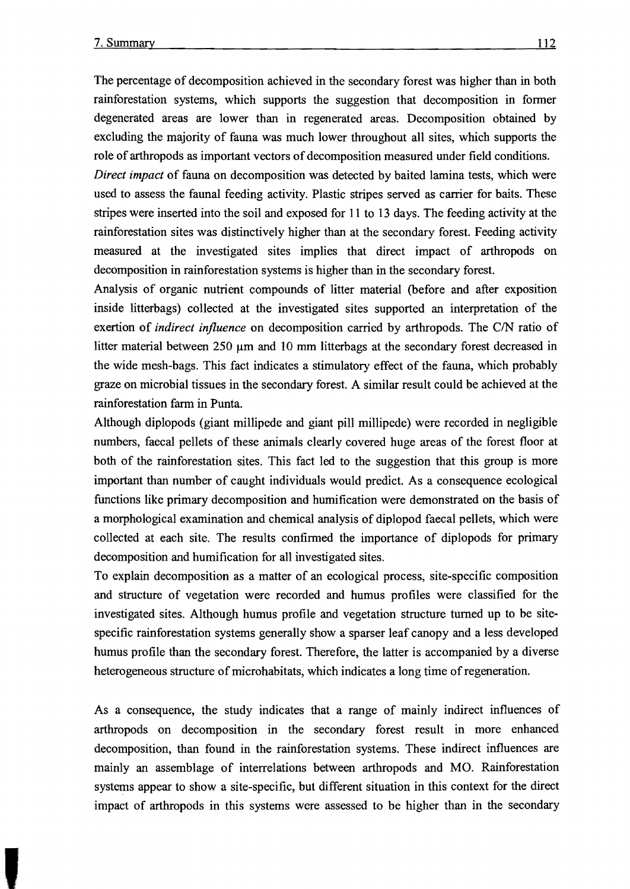The percentage of decomposition achieved in the secondary forest was higher than in both rainforestation systems, which supports the suggestion that decomposition in former degenerated areas are lower than in regenerated areas. Decomposition obtained by excluding the majority of fauna was much lower throughout all sites, which supports the role of arthropods as important vectors of decomposition measured under field conditions.

*Direct impact* of fauna on decomposition was detected by baited lamina tests, which were used to assess the faunal feeding activity. Plastic stripes served as carrier for baits. These stripes were inserted into the soil and exposed for 11 to 13 days. The feeding activity at the rainforestation sites was distinctively higher than at the secondary forest. Feeding activity measured at the investigated sites implies that direct impact of arthropods on decomposition in rainforestation systems is higher than in the secondary forest.

Analysis of organic nutrient compounds of litter material (before and after exposition inside litterbags) collected at the investigated sites supported an interpretation of the exertion of *indirect influence* on decomposition carried by arthropods. The C/N ratio of litter material between 250 μm and 10 mm litterbags at the secondary forest decreased in the wide mesh-bags. This fact indicates a stimulatory effect of the fauna, which probably graze on microbial tissues in the secondary forest. A similar result could be achieved at the rainforestation farm in Punta.

Although diplopods (giant millipede and giant pill millipede) were recorded in negligible numbers, faecal pellets of these animals clearly covered huge areas of the forest floor at both of the rainforestation sites. This fact led to the suggestion that this group is more important than number of caught individuals would predict. As a consequence ecological functions like primary decomposition and humification were demonstrated on the basis of a morphological examination and chemical analysis of diplopod faecal pellets, which were collected at each site. The results confirmed the importance of diplopods for primary decomposition and humification for all investigated sites.

To explain decomposition as a matter of an ecological process, site-specific composition and structure of vegetation were recorded and humus profiles were classified for the investigated sites. Although humus profile and vegetation structure turned up to be site-specific rainforestation systems generally show a sparser leaf canopy and a less developed humus profile than the secondary forest. Therefore, the latter is accompanied by a diverse heterogeneous structure of microhabitats, which indicates a long time of regeneration.

As a consequence, the study indicates that a range of mainly indirect influences of arthropods on decomposition in the secondary forest result in more enhanced decomposition, than found in the rainforestation systems. These indirect influences are mainly an assemblage of interrelations between arthropods and MO. Rainforestation systems appear to show a site-specific, but different situation in this context for the direct impact of arthropods in this systems were assessed to be higher than in the secondary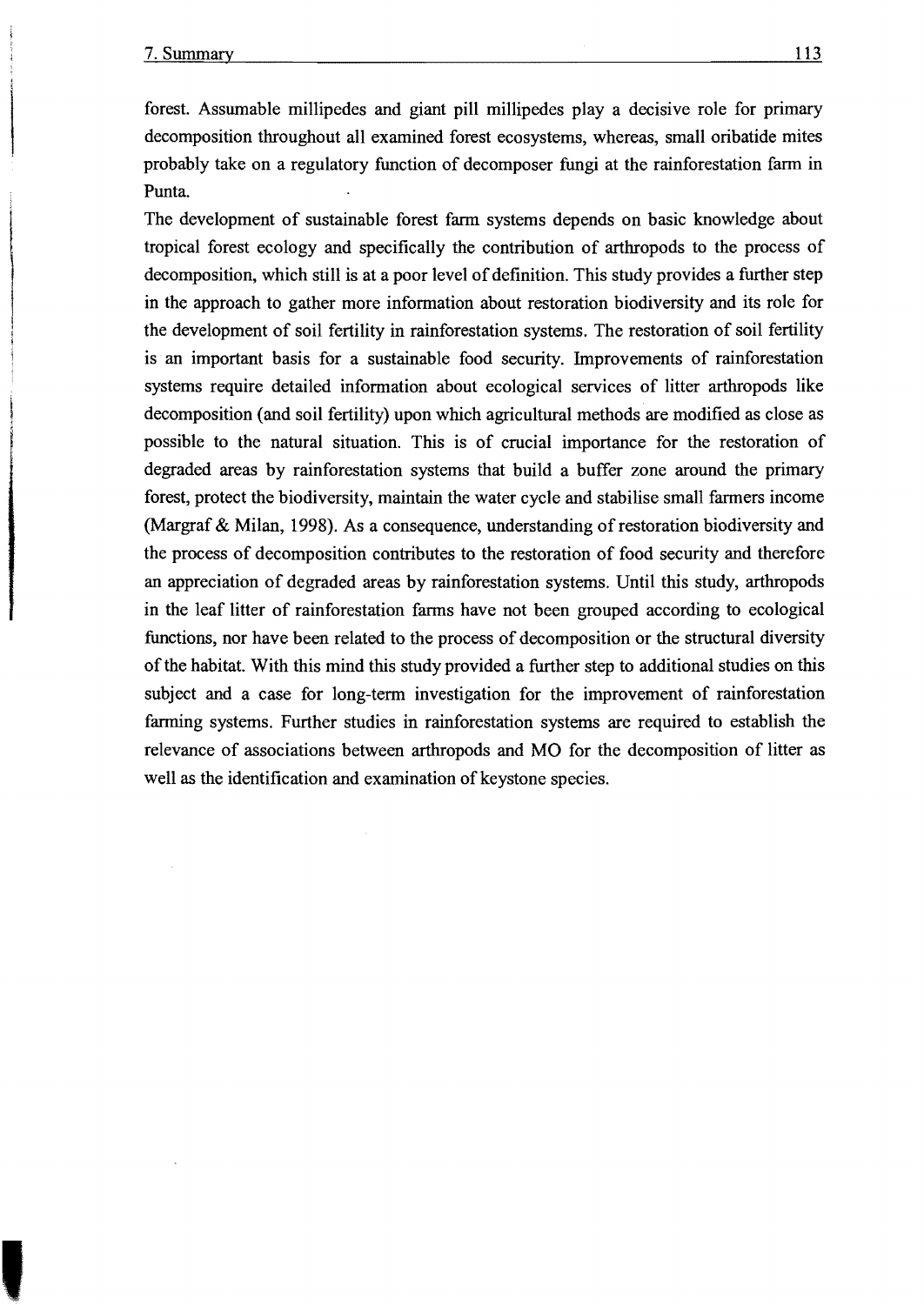forest. Assumable millipedes and giant pill millipedes play a decisive role for primary decomposition throughout all examined forest ecosystems, whereas, small oribatide mites probably take on a regulatory function of decomposer fungi at the rainforestation farm in Punta.

The development of sustainable forest farm systems depends on basic knowledge about tropical forest ecology and specifically the contribution of arthropods to the process of decomposition, which still is at a poor level of definition. This study provides a further step in the approach to gather more information about restoration biodiversity and its role for the development of soil fertility in rainforestation systems. The restoration of soil fertility is an important basis for a sustainable food security. Improvements of rainforestation systems require detailed information about ecological services of litter arthropods like decomposition (and soil fertility) upon which agricultural methods are modified as close as possible to the natural situation. This is of crucial importance for the restoration of degraded areas by rainforestation systems that build a buffer zone around the primary forest, protect the biodiversity, maintain the water cycle and stabilise small farmers income (Margraf & Milan, 1998). As a consequence, understanding of restoration biodiversity and the process of decomposition contributes to the restoration of food security and therefore an appreciation of degraded areas by rainforestation systems. Until this study, arthropods in the leaf litter of rainforestation farms have not been grouped according to ecological functions, nor have been related to the process of decomposition or the structural diversity of the habitat. With this mind this study provided a further step to additional studies on this subject and a case for long-term investigation for the improvement of rainforestation farming systems. Further studies in rainforestation systems are required to establish the relevance of associations between arthropods and MO for the decomposition of litter as well as the identification and examination of keystone species.